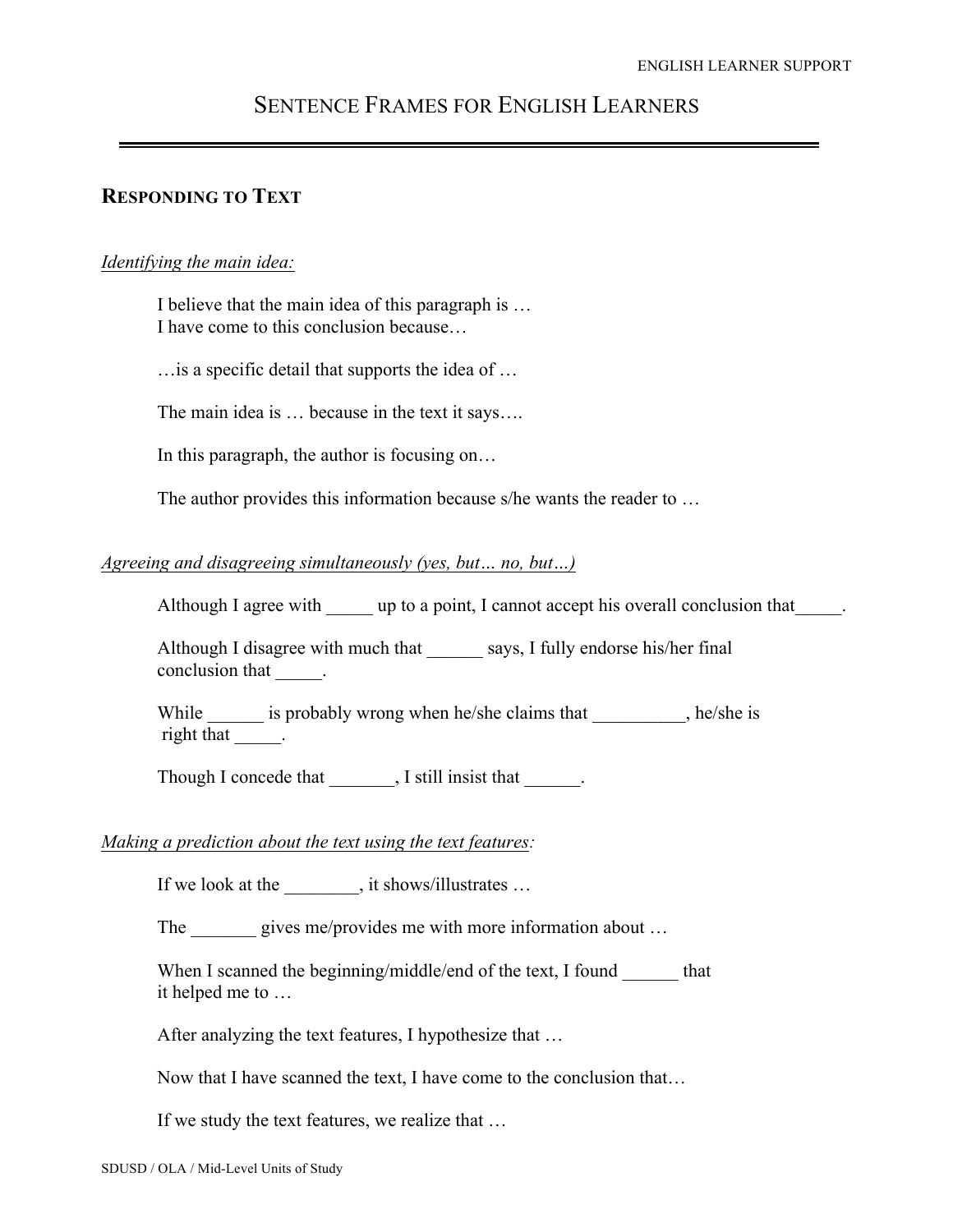# Sentence Frames for English Learners

## Responding to Text

*Identifying the main idea:*

I believe that the main idea of this paragraph is …
I have come to this conclusion because…

…is a specific detail that supports the idea of …

The main idea is … because in the text it says….

In this paragraph, the author is focusing on…

The author provides this information because s/he wants the reader to …

*Agreeing and disagreeing simultaneously (yes, but… no, but…)*

Although I agree with _____ up to a point, I cannot accept his overall conclusion that_____.

Although I disagree with much that ______ says, I fully endorse his/her final conclusion that _____.

While ______ is probably wrong when he/she claims that __________, he/she is right that _____.

Though I concede that _______, I still insist that ______.

*Making a prediction about the text using the text features:*

If we look at the ________, it shows/illustrates …

The _______ gives me/provides me with more information about …

When I scanned the beginning/middle/end of the text, I found ______ that it helped me to …

After analyzing the text features, I hypothesize that …

Now that I have scanned the text, I have come to the conclusion that…

If we study the text features, we realize that …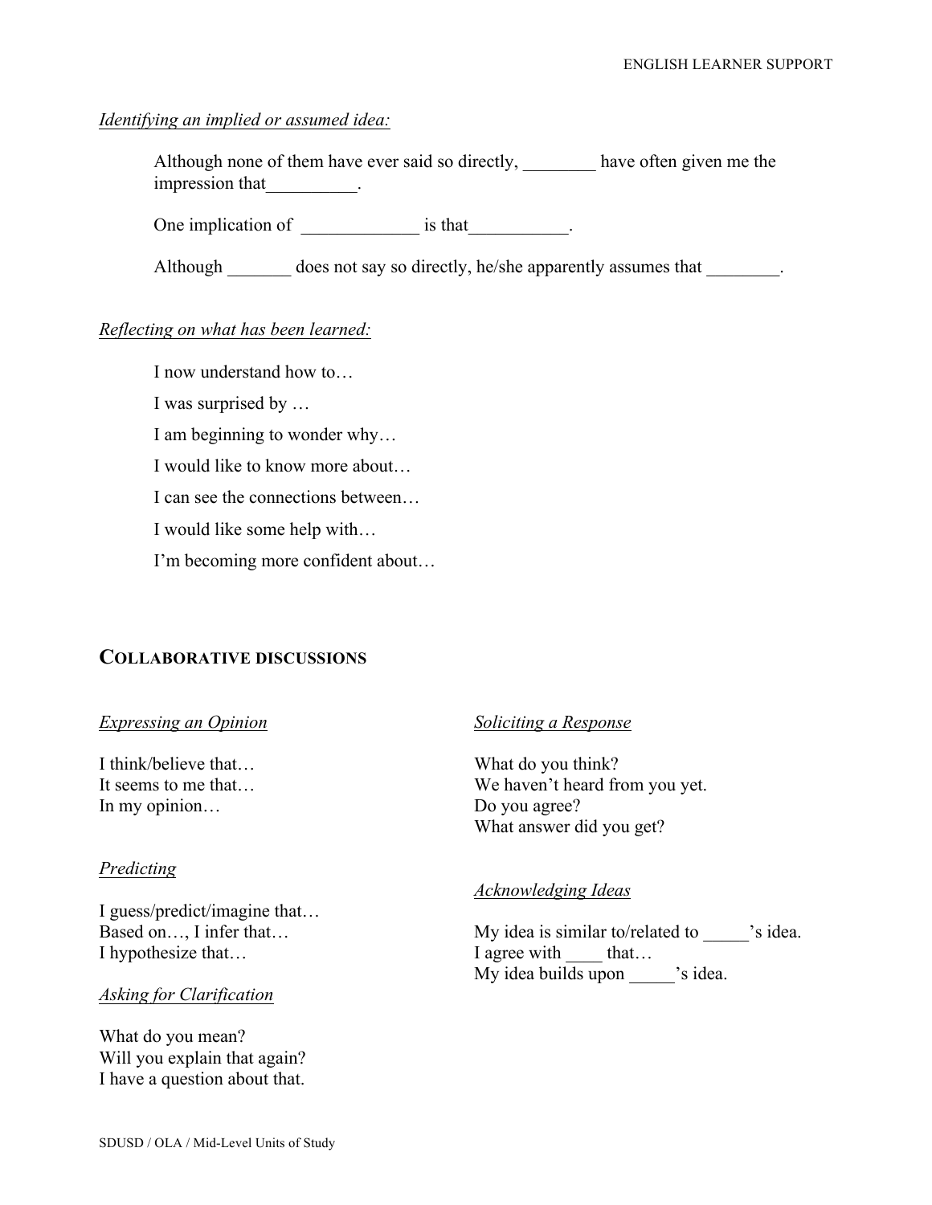*Identifying an implied or assumed idea:*

Although none of them have ever said so directly, ________ have often given me the impression that__________.

One implication of _____________ is that___________.

Although _______ does not say so directly, he/she apparently assumes that ________.

*Reflecting on what has been learned:*

I now understand how to…

I was surprised by …

I am beginning to wonder why…

I would like to know more about…

I can see the connections between…

I would like some help with…

I'm becoming more confident about…

## COLLABORATIVE DISCUSSIONS

*Expressing an Opinion*

I think/believe that…
It seems to me that…
In my opinion…

*Predicting*

I guess/predict/imagine that…
Based on…, I infer that…
I hypothesize that…

*Asking for Clarification*

What do you mean?
Will you explain that again?
I have a question about that.

*Soliciting a Response*

What do you think?
We haven't heard from you yet.
Do you agree?
What answer did you get?

*Acknowledging Ideas*

My idea is similar to/related to _____'s idea.
I agree with ____ that…
My idea builds upon _____'s idea.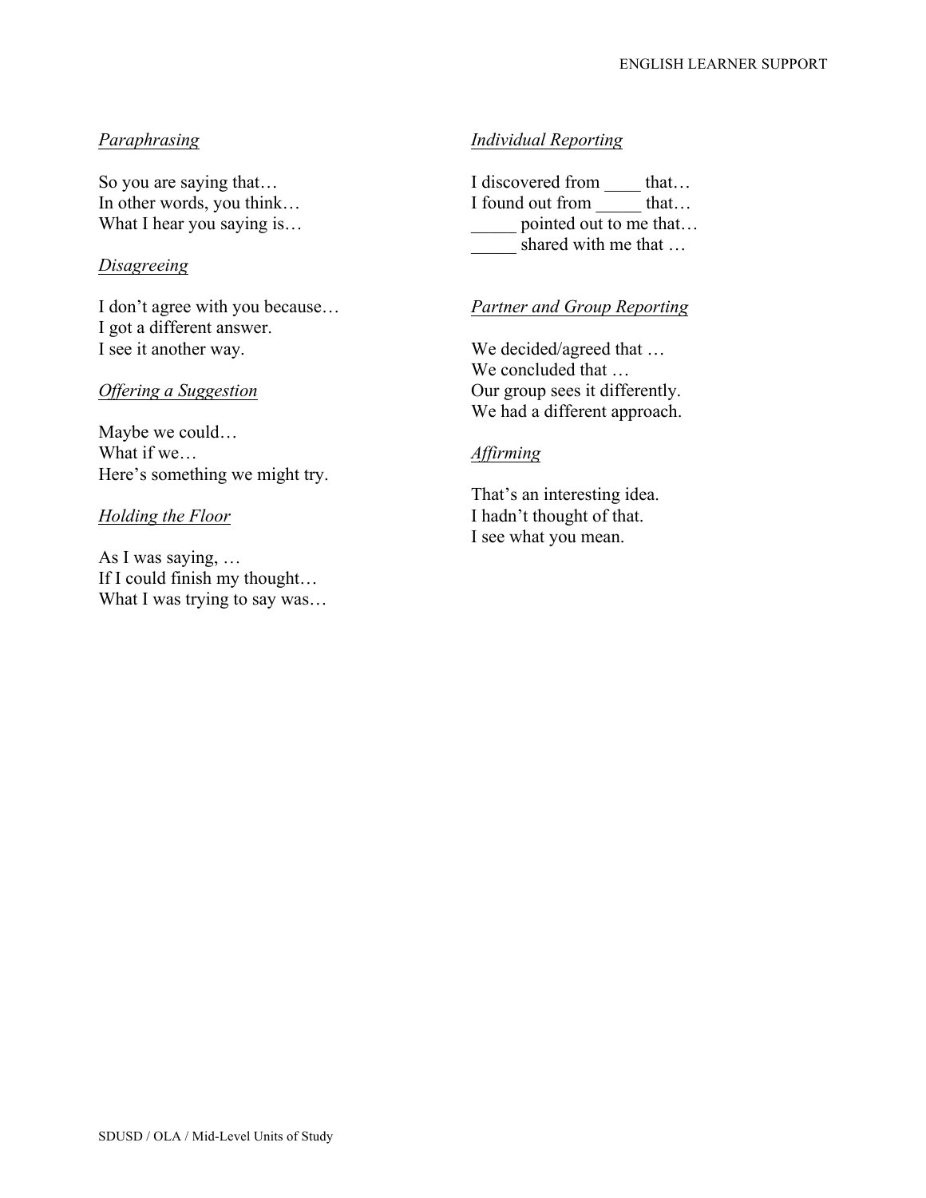*Paraphrasing*

So you are saying that…
In other words, you think…
What I hear you saying is…

*Disagreeing*

I don't agree with you because…
I got a different answer.
I see it another way.

*Offering a Suggestion*

Maybe we could…
What if we…
Here's something we might try.

*Holding the Floor*

As I was saying, …
If I could finish my thought…
What I was trying to say was…

*Individual Reporting*

I discovered from ____ that…
I found out from _____ that…
_____ pointed out to me that…
_____ shared with me that …

*Partner and Group Reporting*

We decided/agreed that …
We concluded that …
Our group sees it differently.
We had a different approach.

*Affirming*

That's an interesting idea.
I hadn't thought of that.
I see what you mean.